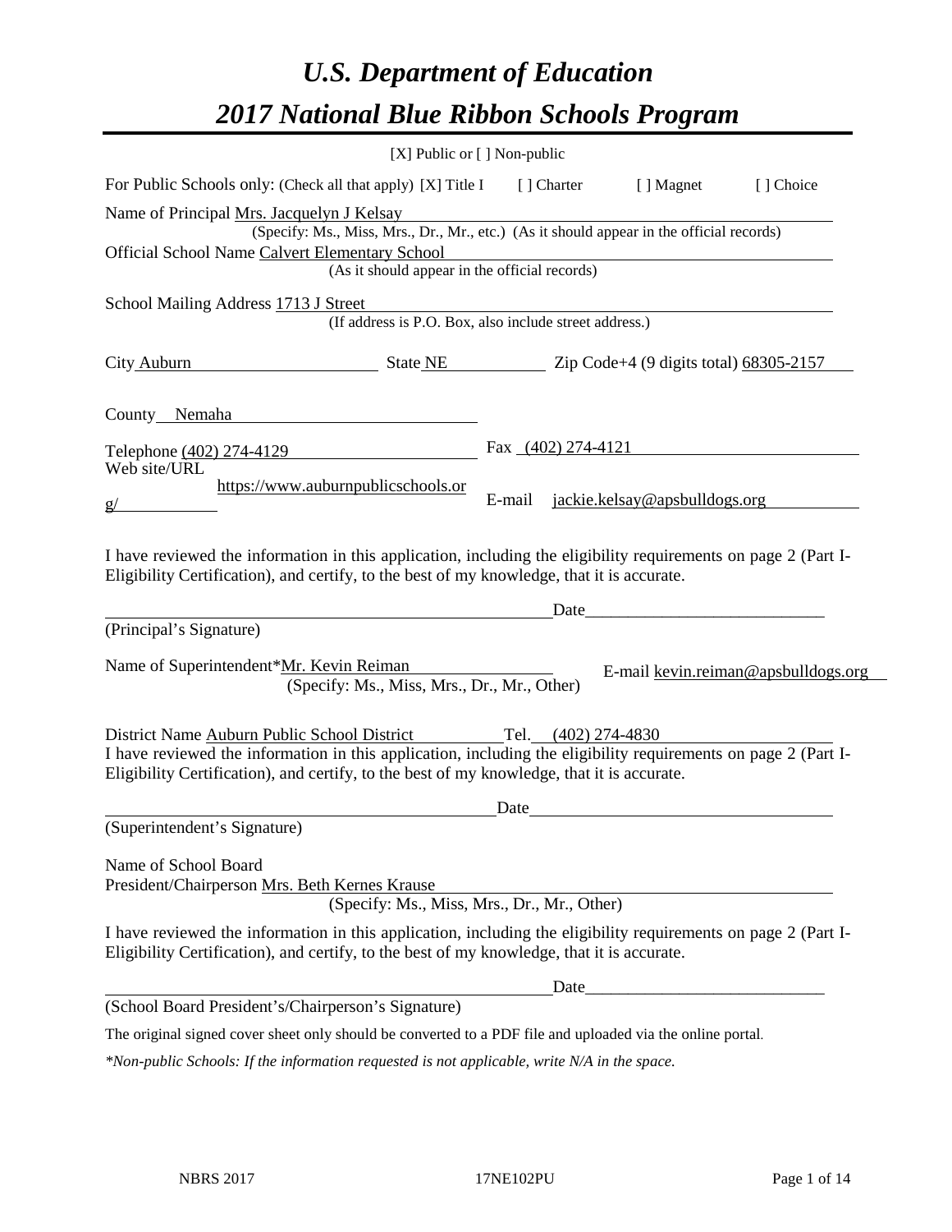# *U.S. Department of Education*

# *2017 National Blue Ribbon Schools Program*

[X] Public or [ ] Non-public

For Public Schools only: (Check all that apply) [X] Title I [ ] Charter [ ] Magnet [ ] Choice

Name of Principal Mrs. Jacquelyn J Kelsay
(Specify: Ms., Miss, Mrs., Dr., Mr., etc.) (As it should appear in the official records)

Official School Name Calvert Elementary School
(As it should appear in the official records)

School Mailing Address 1713 J Street
(If address is P.O. Box, also include street address.)

City Auburn State NE Zip Code+4 (9 digits total) 68305-2157

County Nemaha

Telephone (402) 274-4129 Fax (402) 274-4121

Web site/URL https://www.auburnpublicschools.org/ E-mail jackie.kelsay@apsbulldogs.org

I have reviewed the information in this application, including the eligibility requirements on page 2 (Part I-Eligibility Certification), and certify, to the best of my knowledge, that it is accurate.

_________________________________________ Date___________________________

(Principal's Signature)

Name of Superintendent*Mr. Kevin Reiman E-mail kevin.reiman@apsbulldogs.org
(Specify: Ms., Miss, Mrs., Dr., Mr., Other)

District Name Auburn Public School District Tel. (402) 274-4830

I have reviewed the information in this application, including the eligibility requirements on page 2 (Part I-Eligibility Certification), and certify, to the best of my knowledge, that it is accurate.

_________________________________________ Date___________________________

(Superintendent's Signature)

Name of School Board
President/Chairperson Mrs. Beth Kernes Krause
(Specify: Ms., Miss, Mrs., Dr., Mr., Other)

I have reviewed the information in this application, including the eligibility requirements on page 2 (Part I-Eligibility Certification), and certify, to the best of my knowledge, that it is accurate.

_________________________________________ Date___________________________

(School Board President's/Chairperson's Signature)

The original signed cover sheet only should be converted to a PDF file and uploaded via the online portal.

*\*Non-public Schools: If the information requested is not applicable, write N/A in the space.*

NBRS 2017 17NE102PU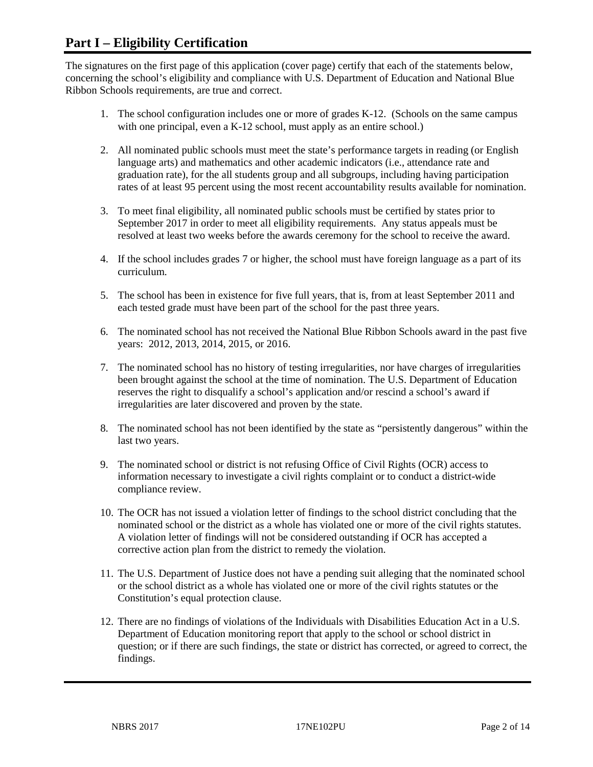## Part I – Eligibility Certification

The signatures on the first page of this application (cover page) certify that each of the statements below, concerning the school's eligibility and compliance with U.S. Department of Education and National Blue Ribbon Schools requirements, are true and correct.

1. The school configuration includes one or more of grades K-12. (Schools on the same campus with one principal, even a K-12 school, must apply as an entire school.)
2. All nominated public schools must meet the state's performance targets in reading (or English language arts) and mathematics and other academic indicators (i.e., attendance rate and graduation rate), for the all students group and all subgroups, including having participation rates of at least 95 percent using the most recent accountability results available for nomination.
3. To meet final eligibility, all nominated public schools must be certified by states prior to September 2017 in order to meet all eligibility requirements. Any status appeals must be resolved at least two weeks before the awards ceremony for the school to receive the award.
4. If the school includes grades 7 or higher, the school must have foreign language as a part of its curriculum.
5. The school has been in existence for five full years, that is, from at least September 2011 and each tested grade must have been part of the school for the past three years.
6. The nominated school has not received the National Blue Ribbon Schools award in the past five years: 2012, 2013, 2014, 2015, or 2016.
7. The nominated school has no history of testing irregularities, nor have charges of irregularities been brought against the school at the time of nomination. The U.S. Department of Education reserves the right to disqualify a school's application and/or rescind a school's award if irregularities are later discovered and proven by the state.
8. The nominated school has not been identified by the state as "persistently dangerous" within the last two years.
9. The nominated school or district is not refusing Office of Civil Rights (OCR) access to information necessary to investigate a civil rights complaint or to conduct a district-wide compliance review.
10. The OCR has not issued a violation letter of findings to the school district concluding that the nominated school or the district as a whole has violated one or more of the civil rights statutes. A violation letter of findings will not be considered outstanding if OCR has accepted a corrective action plan from the district to remedy the violation.
11. The U.S. Department of Justice does not have a pending suit alleging that the nominated school or the school district as a whole has violated one or more of the civil rights statutes or the Constitution's equal protection clause.
12. There are no findings of violations of the Individuals with Disabilities Education Act in a U.S. Department of Education monitoring report that apply to the school or school district in question; or if there are such findings, the state or district has corrected, or agreed to correct, the findings.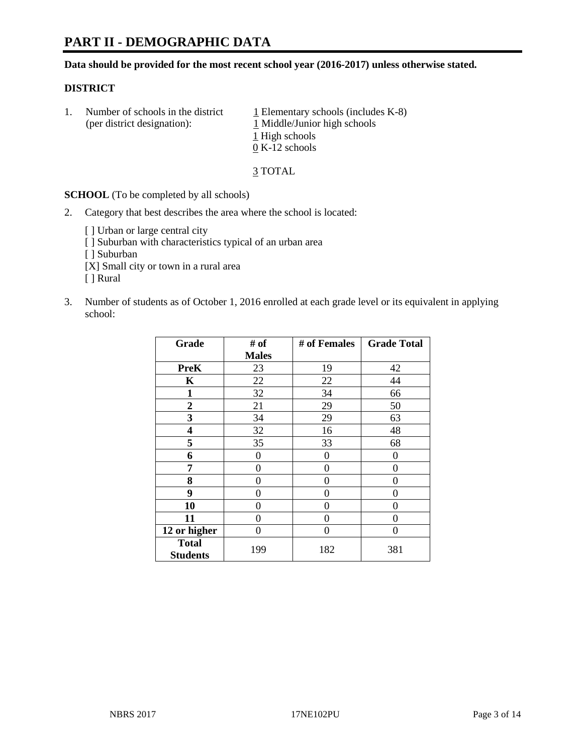# PART II - DEMOGRAPHIC DATA

**Data should be provided for the most recent school year (2016-2017) unless otherwise stated.**

## DISTRICT

1. Number of schools in the district (per district designation):
   1 Elementary schools (includes K-8)
   1 Middle/Junior high schools
   1 High schools
   0 K-12 schools

   3 TOTAL

**SCHOOL** (To be completed by all schools)

2. Category that best describes the area where the school is located:

   [ ] Urban or large central city
   [ ] Suburban with characteristics typical of an urban area
   [ ] Suburban
   [X] Small city or town in a rural area
   [ ] Rural

3. Number of students as of October 1, 2016 enrolled at each grade level or its equivalent in applying school:

| Grade | # of Males | # of Females | Grade Total |
|---|---|---|---|
| **PreK** | 23 | 19 | 42 |
| **K** | 22 | 22 | 44 |
| **1** | 32 | 34 | 66 |
| **2** | 21 | 29 | 50 |
| **3** | 34 | 29 | 63 |
| **4** | 32 | 16 | 48 |
| **5** | 35 | 33 | 68 |
| **6** | 0 | 0 | 0 |
| **7** | 0 | 0 | 0 |
| **8** | 0 | 0 | 0 |
| **9** | 0 | 0 | 0 |
| **10** | 0 | 0 | 0 |
| **11** | 0 | 0 | 0 |
| **12 or higher** | 0 | 0 | 0 |
| **Total Students** | 199 | 182 | 381 |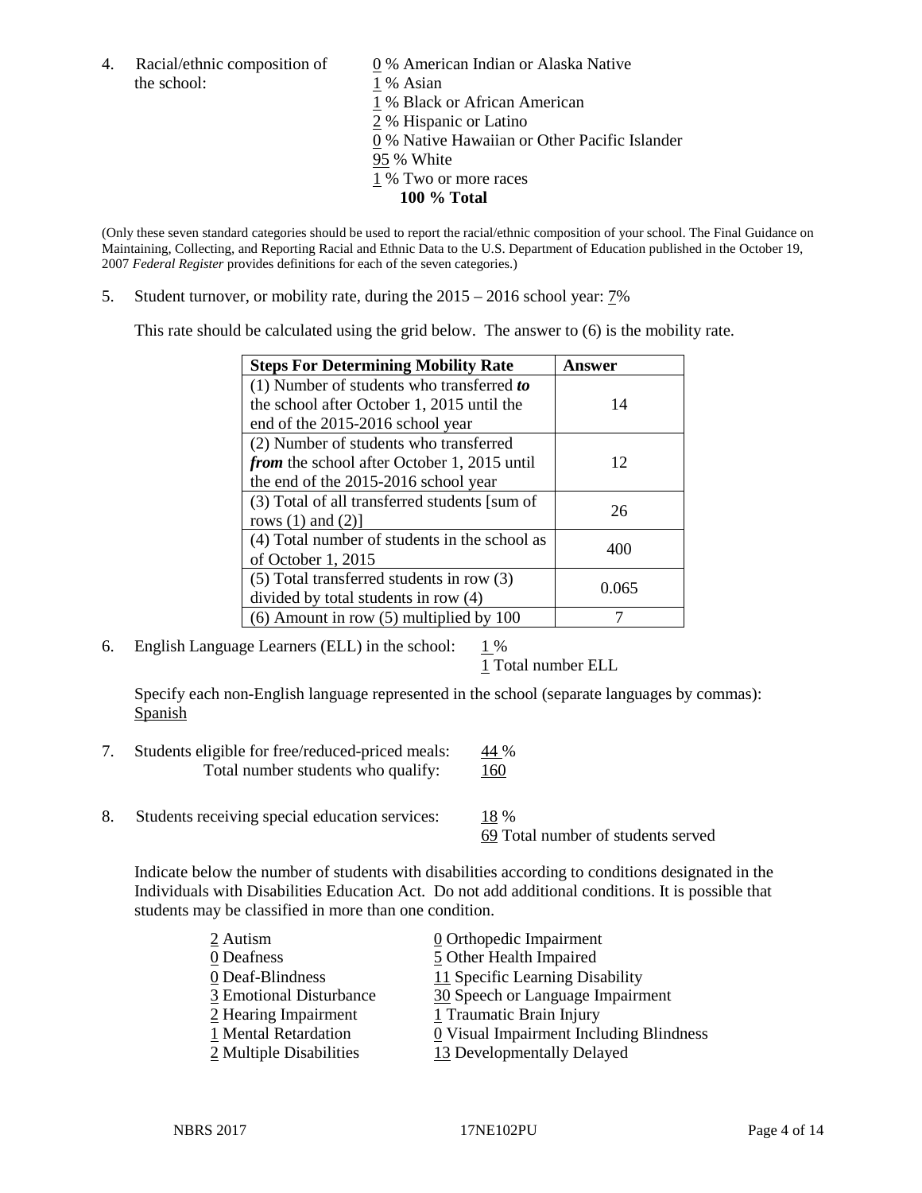4. Racial/ethnic composition of the school:

0 % American Indian or Alaska Native
1 % Asian
1 % Black or African American
2 % Hispanic or Latino
0 % Native Hawaiian or Other Pacific Islander
95 % White
1 % Two or more races
**100 % Total**

(Only these seven standard categories should be used to report the racial/ethnic composition of your school. The Final Guidance on Maintaining, Collecting, and Reporting Racial and Ethnic Data to the U.S. Department of Education published in the October 19, 2007 *Federal Register* provides definitions for each of the seven categories.)

5. Student turnover, or mobility rate, during the 2015 – 2016 school year: 7%

This rate should be calculated using the grid below. The answer to (6) is the mobility rate.

| **Steps For Determining Mobility Rate** | **Answer** |
|---|---|
| (1) Number of students who transferred ***to*** the school after October 1, 2015 until the end of the 2015-2016 school year | 14 |
| (2) Number of students who transferred ***from*** the school after October 1, 2015 until the end of the 2015-2016 school year | 12 |
| (3) Total of all transferred students [sum of rows (1) and (2)] | 26 |
| (4) Total number of students in the school as of October 1, 2015 | 400 |
| (5) Total transferred students in row (3) divided by total students in row (4) | 0.065 |
| (6) Amount in row (5) multiplied by 100 | 7 |

6. English Language Learners (ELL) in the school: 1 %
1 Total number ELL

Specify each non-English language represented in the school (separate languages by commas): Spanish

7. Students eligible for free/reduced-priced meals: 44 %
Total number students who qualify: 160

8. Students receiving special education services: 18 %
69 Total number of students served

Indicate below the number of students with disabilities according to conditions designated in the Individuals with Disabilities Education Act. Do not add additional conditions. It is possible that students may be classified in more than one condition.

2 Autism
0 Deafness
0 Deaf-Blindness
3 Emotional Disturbance
2 Hearing Impairment
1 Mental Retardation
2 Multiple Disabilities
0 Orthopedic Impairment
5 Other Health Impaired
11 Specific Learning Disability
30 Speech or Language Impairment
1 Traumatic Brain Injury
0 Visual Impairment Including Blindness
13 Developmentally Delayed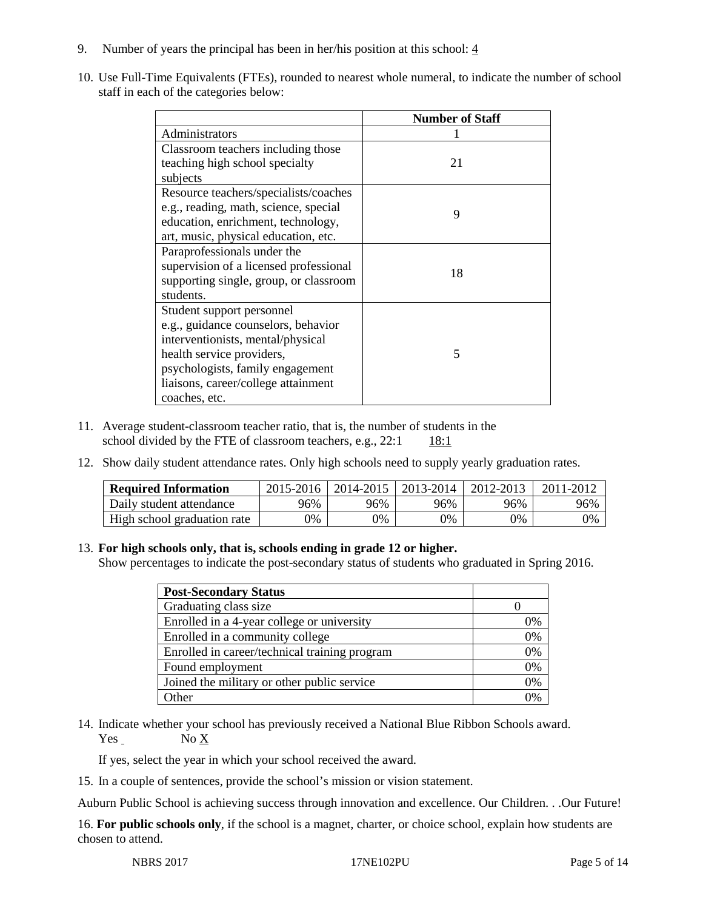9. Number of years the principal has been in her/his position at this school: 4

10. Use Full-Time Equivalents (FTEs), rounded to nearest whole numeral, to indicate the number of school staff in each of the categories below:

| | Number of Staff |
|---|---|
| Administrators | 1 |
| Classroom teachers including those teaching high school specialty subjects | 21 |
| Resource teachers/specialists/coaches e.g., reading, math, science, special education, enrichment, technology, art, music, physical education, etc. | 9 |
| Paraprofessionals under the supervision of a licensed professional supporting single, group, or classroom students. | 18 |
| Student support personnel e.g., guidance counselors, behavior interventionists, mental/physical health service providers, psychologists, family engagement liaisons, career/college attainment coaches, etc. | 5 |

11. Average student-classroom teacher ratio, that is, the number of students in the school divided by the FTE of classroom teachers, e.g., 22:1 18:1

12. Show daily student attendance rates. Only high schools need to supply yearly graduation rates.

| Required Information | 2015-2016 | 2014-2015 | 2013-2014 | 2012-2013 | 2011-2012 |
|---|---|---|---|---|---|
| Daily student attendance | 96% | 96% | 96% | 96% | 96% |
| High school graduation rate | 0% | 0% | 0% | 0% | 0% |

13. **For high schools only, that is, schools ending in grade 12 or higher.**
Show percentages to indicate the post-secondary status of students who graduated in Spring 2016.

| Post-Secondary Status | |
|---|---|
| Graduating class size | 0 |
| Enrolled in a 4-year college or university | 0% |
| Enrolled in a community college | 0% |
| Enrolled in career/technical training program | 0% |
| Found employment | 0% |
| Joined the military or other public service | 0% |
| Other | 0% |

14. Indicate whether your school has previously received a National Blue Ribbon Schools award.
Yes No X

If yes, select the year in which your school received the award.

15. In a couple of sentences, provide the school's mission or vision statement.

Auburn Public School is achieving success through innovation and excellence. Our Children. . .Our Future!

16. **For public schools only**, if the school is a magnet, charter, or choice school, explain how students are chosen to attend.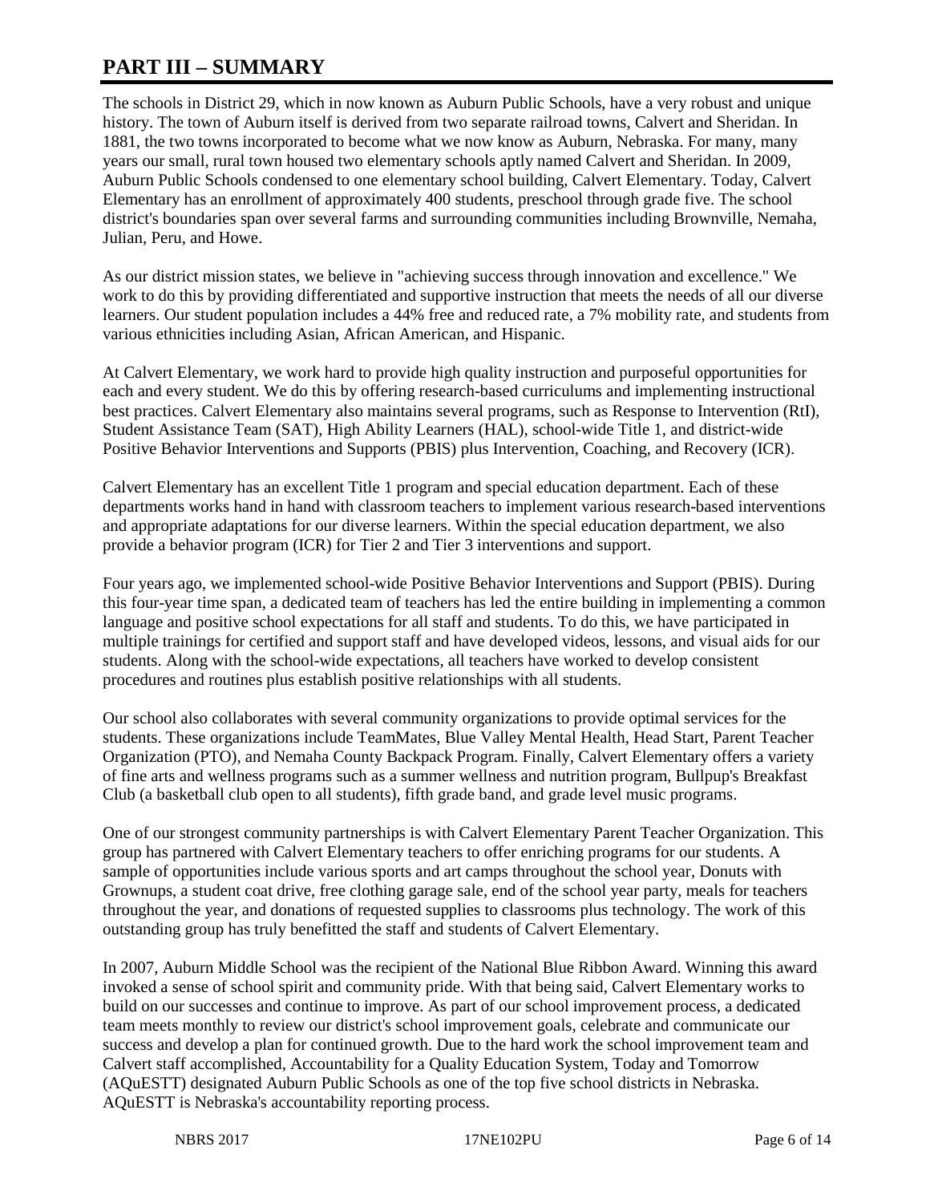# PART III – SUMMARY

The schools in District 29, which in now known as Auburn Public Schools, have a very robust and unique history. The town of Auburn itself is derived from two separate railroad towns, Calvert and Sheridan. In 1881, the two towns incorporated to become what we now know as Auburn, Nebraska. For many, many years our small, rural town housed two elementary schools aptly named Calvert and Sheridan. In 2009, Auburn Public Schools condensed to one elementary school building, Calvert Elementary. Today, Calvert Elementary has an enrollment of approximately 400 students, preschool through grade five. The school district's boundaries span over several farms and surrounding communities including Brownville, Nemaha, Julian, Peru, and Howe.

As our district mission states, we believe in "achieving success through innovation and excellence." We work to do this by providing differentiated and supportive instruction that meets the needs of all our diverse learners. Our student population includes a 44% free and reduced rate, a 7% mobility rate, and students from various ethnicities including Asian, African American, and Hispanic.

At Calvert Elementary, we work hard to provide high quality instruction and purposeful opportunities for each and every student. We do this by offering research-based curriculums and implementing instructional best practices. Calvert Elementary also maintains several programs, such as Response to Intervention (RtI), Student Assistance Team (SAT), High Ability Learners (HAL), school-wide Title 1, and district-wide Positive Behavior Interventions and Supports (PBIS) plus Intervention, Coaching, and Recovery (ICR).

Calvert Elementary has an excellent Title 1 program and special education department. Each of these departments works hand in hand with classroom teachers to implement various research-based interventions and appropriate adaptations for our diverse learners. Within the special education department, we also provide a behavior program (ICR) for Tier 2 and Tier 3 interventions and support.

Four years ago, we implemented school-wide Positive Behavior Interventions and Support (PBIS). During this four-year time span, a dedicated team of teachers has led the entire building in implementing a common language and positive school expectations for all staff and students. To do this, we have participated in multiple trainings for certified and support staff and have developed videos, lessons, and visual aids for our students. Along with the school-wide expectations, all teachers have worked to develop consistent procedures and routines plus establish positive relationships with all students.

Our school also collaborates with several community organizations to provide optimal services for the students. These organizations include TeamMates, Blue Valley Mental Health, Head Start, Parent Teacher Organization (PTO), and Nemaha County Backpack Program. Finally, Calvert Elementary offers a variety of fine arts and wellness programs such as a summer wellness and nutrition program, Bullpup's Breakfast Club (a basketball club open to all students), fifth grade band, and grade level music programs.

One of our strongest community partnerships is with Calvert Elementary Parent Teacher Organization. This group has partnered with Calvert Elementary teachers to offer enriching programs for our students. A sample of opportunities include various sports and art camps throughout the school year, Donuts with Grownups, a student coat drive, free clothing garage sale, end of the school year party, meals for teachers throughout the year, and donations of requested supplies to classrooms plus technology. The work of this outstanding group has truly benefitted the staff and students of Calvert Elementary.

In 2007, Auburn Middle School was the recipient of the National Blue Ribbon Award. Winning this award invoked a sense of school spirit and community pride. With that being said, Calvert Elementary works to build on our successes and continue to improve. As part of our school improvement process, a dedicated team meets monthly to review our district's school improvement goals, celebrate and communicate our success and develop a plan for continued growth. Due to the hard work the school improvement team and Calvert staff accomplished, Accountability for a Quality Education System, Today and Tomorrow (AQuESTT) designated Auburn Public Schools as one of the top five school districts in Nebraska. AQuESTT is Nebraska's accountability reporting process.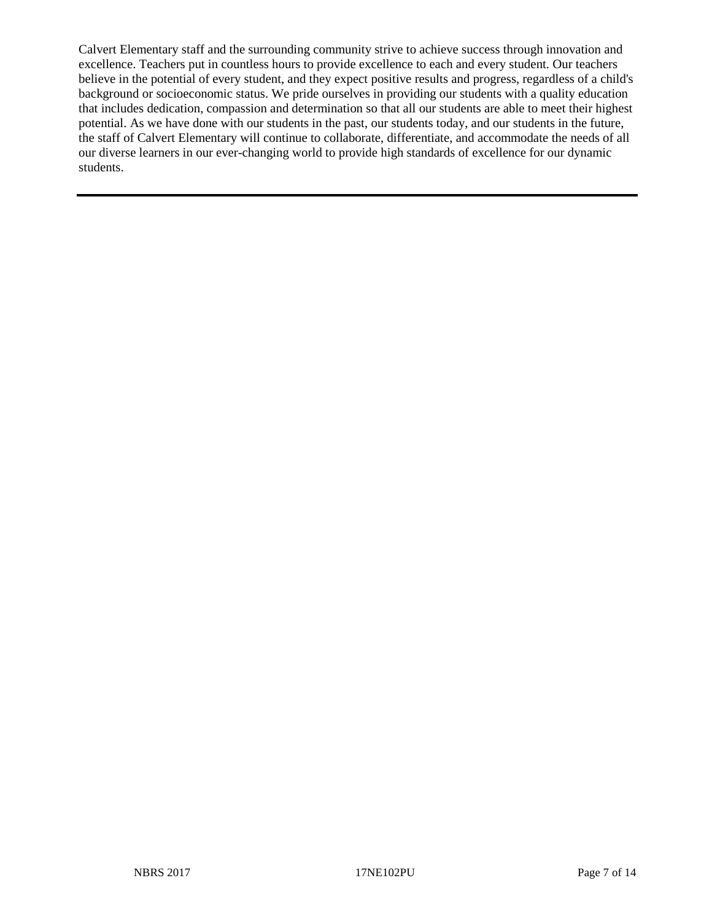Calvert Elementary staff and the surrounding community strive to achieve success through innovation and excellence. Teachers put in countless hours to provide excellence to each and every student. Our teachers believe in the potential of every student, and they expect positive results and progress, regardless of a child's background or socioeconomic status. We pride ourselves in providing our students with a quality education that includes dedication, compassion and determination so that all our students are able to meet their highest potential. As we have done with our students in the past, our students today, and our students in the future, the staff of Calvert Elementary will continue to collaborate, differentiate, and accommodate the needs of all our diverse learners in our ever-changing world to provide high standards of excellence for our dynamic students.

---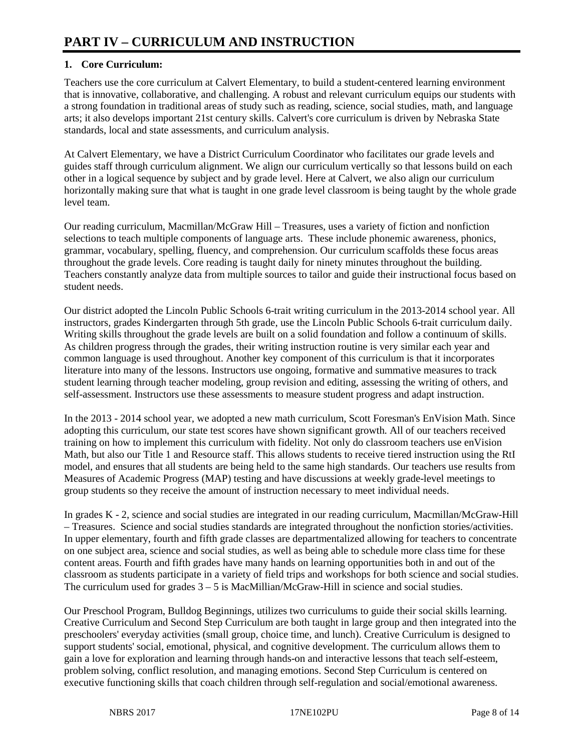# PART IV – CURRICULUM AND INSTRUCTION

### 1. Core Curriculum:

Teachers use the core curriculum at Calvert Elementary, to build a student-centered learning environment that is innovative, collaborative, and challenging. A robust and relevant curriculum equips our students with a strong foundation in traditional areas of study such as reading, science, social studies, math, and language arts; it also develops important 21st century skills. Calvert's core curriculum is driven by Nebraska State standards, local and state assessments, and curriculum analysis.

At Calvert Elementary, we have a District Curriculum Coordinator who facilitates our grade levels and guides staff through curriculum alignment. We align our curriculum vertically so that lessons build on each other in a logical sequence by subject and by grade level. Here at Calvert, we also align our curriculum horizontally making sure that what is taught in one grade level classroom is being taught by the whole grade level team.

Our reading curriculum, Macmillan/McGraw Hill – Treasures, uses a variety of fiction and nonfiction selections to teach multiple components of language arts. These include phonemic awareness, phonics, grammar, vocabulary, spelling, fluency, and comprehension. Our curriculum scaffolds these focus areas throughout the grade levels. Core reading is taught daily for ninety minutes throughout the building. Teachers constantly analyze data from multiple sources to tailor and guide their instructional focus based on student needs.

Our district adopted the Lincoln Public Schools 6-trait writing curriculum in the 2013-2014 school year. All instructors, grades Kindergarten through 5th grade, use the Lincoln Public Schools 6-trait curriculum daily. Writing skills throughout the grade levels are built on a solid foundation and follow a continuum of skills. As children progress through the grades, their writing instruction routine is very similar each year and common language is used throughout. Another key component of this curriculum is that it incorporates literature into many of the lessons. Instructors use ongoing, formative and summative measures to track student learning through teacher modeling, group revision and editing, assessing the writing of others, and self-assessment. Instructors use these assessments to measure student progress and adapt instruction.

In the 2013 - 2014 school year, we adopted a new math curriculum, Scott Foresman's EnVision Math. Since adopting this curriculum, our state test scores have shown significant growth. All of our teachers received training on how to implement this curriculum with fidelity. Not only do classroom teachers use enVision Math, but also our Title 1 and Resource staff. This allows students to receive tiered instruction using the RtI model, and ensures that all students are being held to the same high standards. Our teachers use results from Measures of Academic Progress (MAP) testing and have discussions at weekly grade-level meetings to group students so they receive the amount of instruction necessary to meet individual needs.

In grades K - 2, science and social studies are integrated in our reading curriculum, Macmillan/McGraw-Hill – Treasures. Science and social studies standards are integrated throughout the nonfiction stories/activities. In upper elementary, fourth and fifth grade classes are departmentalized allowing for teachers to concentrate on one subject area, science and social studies, as well as being able to schedule more class time for these content areas. Fourth and fifth grades have many hands on learning opportunities both in and out of the classroom as students participate in a variety of field trips and workshops for both science and social studies. The curriculum used for grades 3 – 5 is MacMillian/McGraw-Hill in science and social studies.

Our Preschool Program, Bulldog Beginnings, utilizes two curriculums to guide their social skills learning. Creative Curriculum and Second Step Curriculum are both taught in large group and then integrated into the preschoolers' everyday activities (small group, choice time, and lunch). Creative Curriculum is designed to support students' social, emotional, physical, and cognitive development. The curriculum allows them to gain a love for exploration and learning through hands-on and interactive lessons that teach self-esteem, problem solving, conflict resolution, and managing emotions. Second Step Curriculum is centered on executive functioning skills that coach children through self-regulation and social/emotional awareness.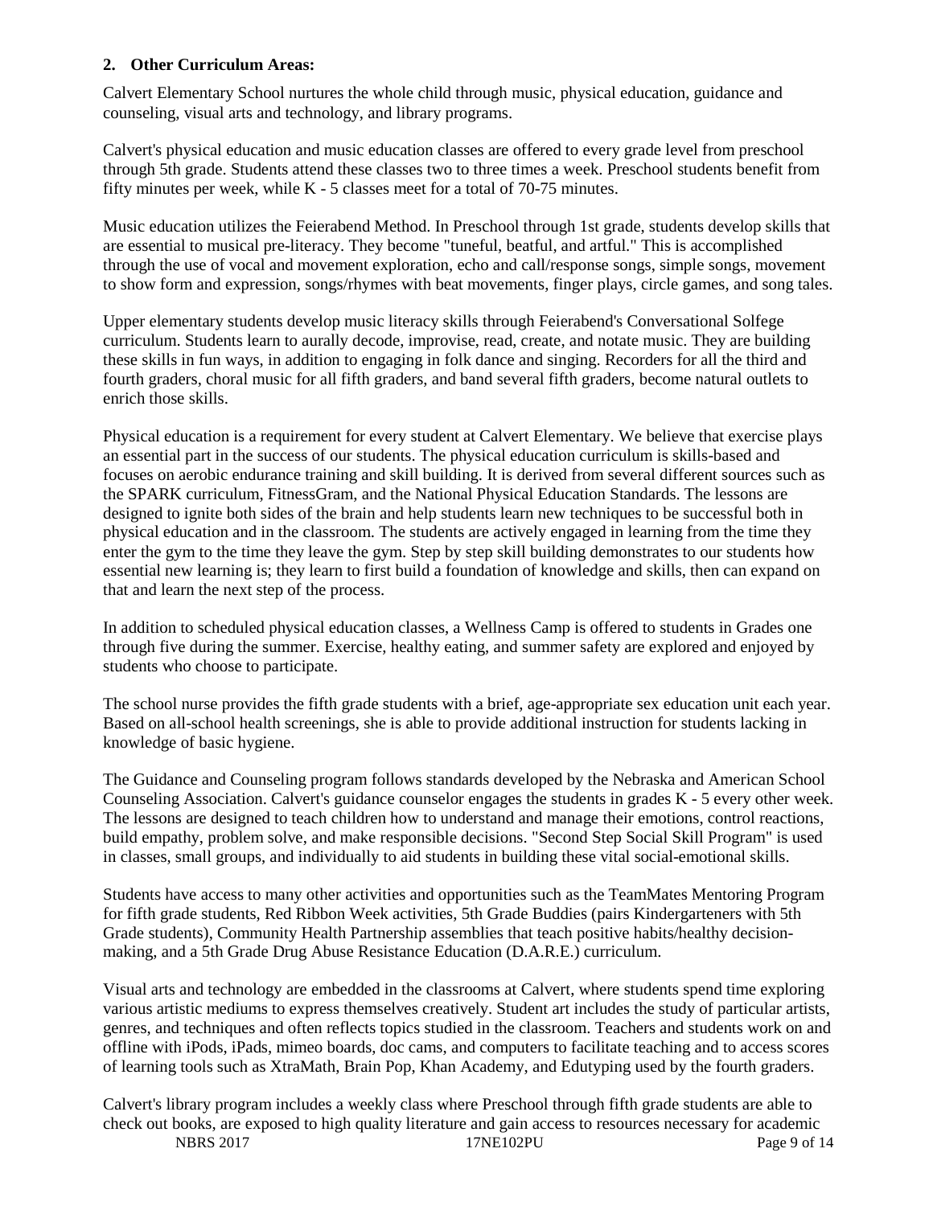**2. Other Curriculum Areas:**

Calvert Elementary School nurtures the whole child through music, physical education, guidance and counseling, visual arts and technology, and library programs.

Calvert's physical education and music education classes are offered to every grade level from preschool through 5th grade. Students attend these classes two to three times a week. Preschool students benefit from fifty minutes per week, while K - 5 classes meet for a total of 70-75 minutes.

Music education utilizes the Feierabend Method. In Preschool through 1st grade, students develop skills that are essential to musical pre-literacy. They become "tuneful, beatful, and artful." This is accomplished through the use of vocal and movement exploration, echo and call/response songs, simple songs, movement to show form and expression, songs/rhymes with beat movements, finger plays, circle games, and song tales.

Upper elementary students develop music literacy skills through Feierabend's Conversational Solfege curriculum. Students learn to aurally decode, improvise, read, create, and notate music. They are building these skills in fun ways, in addition to engaging in folk dance and singing. Recorders for all the third and fourth graders, choral music for all fifth graders, and band several fifth graders, become natural outlets to enrich those skills.

Physical education is a requirement for every student at Calvert Elementary. We believe that exercise plays an essential part in the success of our students. The physical education curriculum is skills-based and focuses on aerobic endurance training and skill building. It is derived from several different sources such as the SPARK curriculum, FitnessGram, and the National Physical Education Standards. The lessons are designed to ignite both sides of the brain and help students learn new techniques to be successful both in physical education and in the classroom. The students are actively engaged in learning from the time they enter the gym to the time they leave the gym. Step by step skill building demonstrates to our students how essential new learning is; they learn to first build a foundation of knowledge and skills, then can expand on that and learn the next step of the process.

In addition to scheduled physical education classes, a Wellness Camp is offered to students in Grades one through five during the summer. Exercise, healthy eating, and summer safety are explored and enjoyed by students who choose to participate.

The school nurse provides the fifth grade students with a brief, age-appropriate sex education unit each year. Based on all-school health screenings, she is able to provide additional instruction for students lacking in knowledge of basic hygiene.

The Guidance and Counseling program follows standards developed by the Nebraska and American School Counseling Association. Calvert's guidance counselor engages the students in grades K - 5 every other week. The lessons are designed to teach children how to understand and manage their emotions, control reactions, build empathy, problem solve, and make responsible decisions. "Second Step Social Skill Program" is used in classes, small groups, and individually to aid students in building these vital social-emotional skills.

Students have access to many other activities and opportunities such as the TeamMates Mentoring Program for fifth grade students, Red Ribbon Week activities, 5th Grade Buddies (pairs Kindergarteners with 5th Grade students), Community Health Partnership assemblies that teach positive habits/healthy decision-making, and a 5th Grade Drug Abuse Resistance Education (D.A.R.E.) curriculum.

Visual arts and technology are embedded in the classrooms at Calvert, where students spend time exploring various artistic mediums to express themselves creatively. Student art includes the study of particular artists, genres, and techniques and often reflects topics studied in the classroom. Teachers and students work on and offline with iPods, iPads, mimeo boards, doc cams, and computers to facilitate teaching and to access scores of learning tools such as XtraMath, Brain Pop, Khan Academy, and Edutyping used by the fourth graders.

Calvert's library program includes a weekly class where Preschool through fifth grade students are able to check out books, are exposed to high quality literature and gain access to resources necessary for academic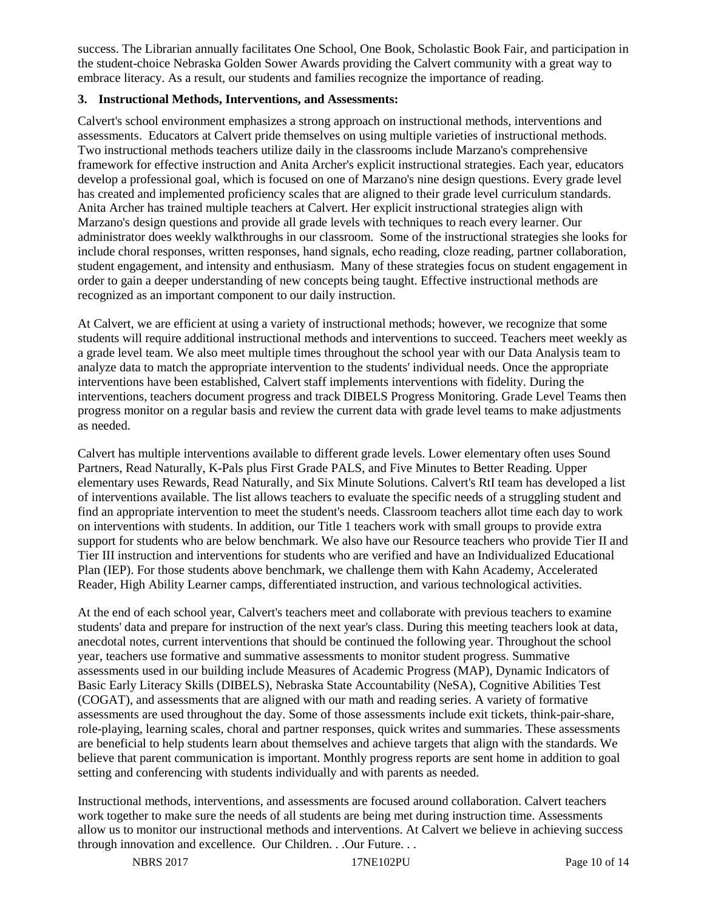success. The Librarian annually facilitates One School, One Book, Scholastic Book Fair, and participation in the student-choice Nebraska Golden Sower Awards providing the Calvert community with a great way to embrace literacy. As a result, our students and families recognize the importance of reading.

**3. Instructional Methods, Interventions, and Assessments:**

Calvert's school environment emphasizes a strong approach on instructional methods, interventions and assessments. Educators at Calvert pride themselves on using multiple varieties of instructional methods. Two instructional methods teachers utilize daily in the classrooms include Marzano's comprehensive framework for effective instruction and Anita Archer's explicit instructional strategies. Each year, educators develop a professional goal, which is focused on one of Marzano's nine design questions. Every grade level has created and implemented proficiency scales that are aligned to their grade level curriculum standards. Anita Archer has trained multiple teachers at Calvert. Her explicit instructional strategies align with Marzano's design questions and provide all grade levels with techniques to reach every learner. Our administrator does weekly walkthroughs in our classroom. Some of the instructional strategies she looks for include choral responses, written responses, hand signals, echo reading, cloze reading, partner collaboration, student engagement, and intensity and enthusiasm. Many of these strategies focus on student engagement in order to gain a deeper understanding of new concepts being taught. Effective instructional methods are recognized as an important component to our daily instruction.

At Calvert, we are efficient at using a variety of instructional methods; however, we recognize that some students will require additional instructional methods and interventions to succeed. Teachers meet weekly as a grade level team. We also meet multiple times throughout the school year with our Data Analysis team to analyze data to match the appropriate intervention to the students' individual needs. Once the appropriate interventions have been established, Calvert staff implements interventions with fidelity. During the interventions, teachers document progress and track DIBELS Progress Monitoring. Grade Level Teams then progress monitor on a regular basis and review the current data with grade level teams to make adjustments as needed.

Calvert has multiple interventions available to different grade levels. Lower elementary often uses Sound Partners, Read Naturally, K-Pals plus First Grade PALS, and Five Minutes to Better Reading. Upper elementary uses Rewards, Read Naturally, and Six Minute Solutions. Calvert's RtI team has developed a list of interventions available. The list allows teachers to evaluate the specific needs of a struggling student and find an appropriate intervention to meet the student's needs. Classroom teachers allot time each day to work on interventions with students. In addition, our Title 1 teachers work with small groups to provide extra support for students who are below benchmark. We also have our Resource teachers who provide Tier II and Tier III instruction and interventions for students who are verified and have an Individualized Educational Plan (IEP). For those students above benchmark, we challenge them with Kahn Academy, Accelerated Reader, High Ability Learner camps, differentiated instruction, and various technological activities.

At the end of each school year, Calvert's teachers meet and collaborate with previous teachers to examine students' data and prepare for instruction of the next year's class. During this meeting teachers look at data, anecdotal notes, current interventions that should be continued the following year. Throughout the school year, teachers use formative and summative assessments to monitor student progress. Summative assessments used in our building include Measures of Academic Progress (MAP), Dynamic Indicators of Basic Early Literacy Skills (DIBELS), Nebraska State Accountability (NeSA), Cognitive Abilities Test (COGAT), and assessments that are aligned with our math and reading series. A variety of formative assessments are used throughout the day. Some of those assessments include exit tickets, think-pair-share, role-playing, learning scales, choral and partner responses, quick writes and summaries. These assessments are beneficial to help students learn about themselves and achieve targets that align with the standards. We believe that parent communication is important. Monthly progress reports are sent home in addition to goal setting and conferencing with students individually and with parents as needed.

Instructional methods, interventions, and assessments are focused around collaboration. Calvert teachers work together to make sure the needs of all students are being met during instruction time. Assessments allow us to monitor our instructional methods and interventions. At Calvert we believe in achieving success through innovation and excellence. Our Children. . .Our Future. . .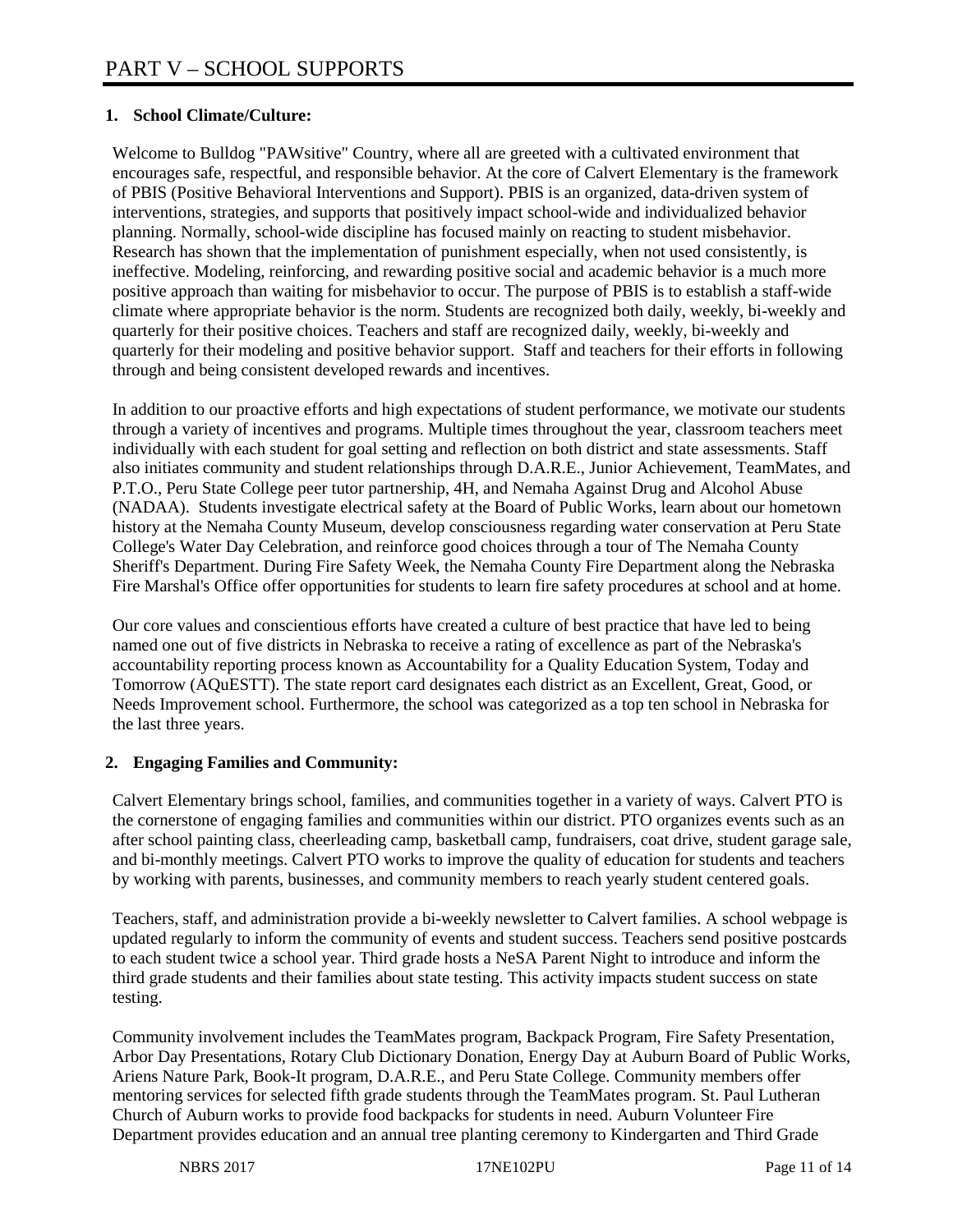# PART V – SCHOOL SUPPORTS

**1. School Climate/Culture:**

Welcome to Bulldog "PAWsitive" Country, where all are greeted with a cultivated environment that encourages safe, respectful, and responsible behavior. At the core of Calvert Elementary is the framework of PBIS (Positive Behavioral Interventions and Support). PBIS is an organized, data-driven system of interventions, strategies, and supports that positively impact school-wide and individualized behavior planning. Normally, school-wide discipline has focused mainly on reacting to student misbehavior. Research has shown that the implementation of punishment especially, when not used consistently, is ineffective. Modeling, reinforcing, and rewarding positive social and academic behavior is a much more positive approach than waiting for misbehavior to occur. The purpose of PBIS is to establish a staff-wide climate where appropriate behavior is the norm. Students are recognized both daily, weekly, bi-weekly and quarterly for their positive choices. Teachers and staff are recognized daily, weekly, bi-weekly and quarterly for their modeling and positive behavior support. Staff and teachers for their efforts in following through and being consistent developed rewards and incentives.

In addition to our proactive efforts and high expectations of student performance, we motivate our students through a variety of incentives and programs. Multiple times throughout the year, classroom teachers meet individually with each student for goal setting and reflection on both district and state assessments. Staff also initiates community and student relationships through D.A.R.E., Junior Achievement, TeamMates, and P.T.O., Peru State College peer tutor partnership, 4H, and Nemaha Against Drug and Alcohol Abuse (NADAA). Students investigate electrical safety at the Board of Public Works, learn about our hometown history at the Nemaha County Museum, develop consciousness regarding water conservation at Peru State College's Water Day Celebration, and reinforce good choices through a tour of The Nemaha County Sheriff's Department. During Fire Safety Week, the Nemaha County Fire Department along the Nebraska Fire Marshal's Office offer opportunities for students to learn fire safety procedures at school and at home.

Our core values and conscientious efforts have created a culture of best practice that have led to being named one out of five districts in Nebraska to receive a rating of excellence as part of the Nebraska's accountability reporting process known as Accountability for a Quality Education System, Today and Tomorrow (AQuESTT). The state report card designates each district as an Excellent, Great, Good, or Needs Improvement school. Furthermore, the school was categorized as a top ten school in Nebraska for the last three years.

**2. Engaging Families and Community:**

Calvert Elementary brings school, families, and communities together in a variety of ways. Calvert PTO is the cornerstone of engaging families and communities within our district. PTO organizes events such as an after school painting class, cheerleading camp, basketball camp, fundraisers, coat drive, student garage sale, and bi-monthly meetings. Calvert PTO works to improve the quality of education for students and teachers by working with parents, businesses, and community members to reach yearly student centered goals.

Teachers, staff, and administration provide a bi-weekly newsletter to Calvert families. A school webpage is updated regularly to inform the community of events and student success. Teachers send positive postcards to each student twice a school year. Third grade hosts a NeSA Parent Night to introduce and inform the third grade students and their families about state testing. This activity impacts student success on state testing.

Community involvement includes the TeamMates program, Backpack Program, Fire Safety Presentation, Arbor Day Presentations, Rotary Club Dictionary Donation, Energy Day at Auburn Board of Public Works, Ariens Nature Park, Book-It program, D.A.R.E., and Peru State College. Community members offer mentoring services for selected fifth grade students through the TeamMates program. St. Paul Lutheran Church of Auburn works to provide food backpacks for students in need. Auburn Volunteer Fire Department provides education and an annual tree planting ceremony to Kindergarten and Third Grade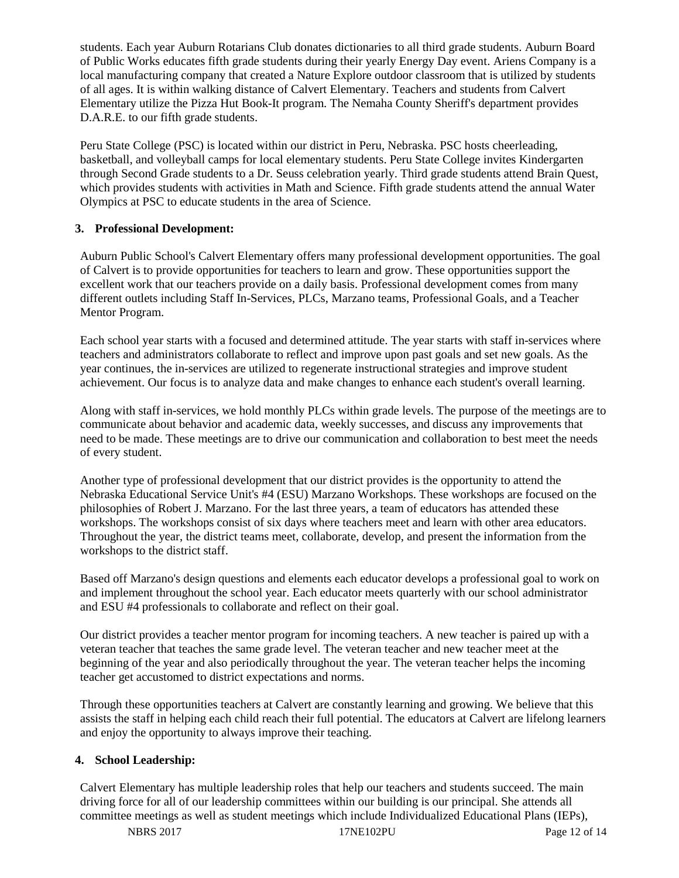students. Each year Auburn Rotarians Club donates dictionaries to all third grade students. Auburn Board of Public Works educates fifth grade students during their yearly Energy Day event. Ariens Company is a local manufacturing company that created a Nature Explore outdoor classroom that is utilized by students of all ages. It is within walking distance of Calvert Elementary. Teachers and students from Calvert Elementary utilize the Pizza Hut Book-It program. The Nemaha County Sheriff's department provides D.A.R.E. to our fifth grade students.

Peru State College (PSC) is located within our district in Peru, Nebraska. PSC hosts cheerleading, basketball, and volleyball camps for local elementary students. Peru State College invites Kindergarten through Second Grade students to a Dr. Seuss celebration yearly. Third grade students attend Brain Quest, which provides students with activities in Math and Science. Fifth grade students attend the annual Water Olympics at PSC to educate students in the area of Science.

### 3. Professional Development:

Auburn Public School's Calvert Elementary offers many professional development opportunities. The goal of Calvert is to provide opportunities for teachers to learn and grow. These opportunities support the excellent work that our teachers provide on a daily basis. Professional development comes from many different outlets including Staff In-Services, PLCs, Marzano teams, Professional Goals, and a Teacher Mentor Program.

Each school year starts with a focused and determined attitude. The year starts with staff in-services where teachers and administrators collaborate to reflect and improve upon past goals and set new goals. As the year continues, the in-services are utilized to regenerate instructional strategies and improve student achievement. Our focus is to analyze data and make changes to enhance each student's overall learning.

Along with staff in-services, we hold monthly PLCs within grade levels. The purpose of the meetings are to communicate about behavior and academic data, weekly successes, and discuss any improvements that need to be made. These meetings are to drive our communication and collaboration to best meet the needs of every student.

Another type of professional development that our district provides is the opportunity to attend the Nebraska Educational Service Unit's #4 (ESU) Marzano Workshops. These workshops are focused on the philosophies of Robert J. Marzano. For the last three years, a team of educators has attended these workshops. The workshops consist of six days where teachers meet and learn with other area educators. Throughout the year, the district teams meet, collaborate, develop, and present the information from the workshops to the district staff.

Based off Marzano's design questions and elements each educator develops a professional goal to work on and implement throughout the school year. Each educator meets quarterly with our school administrator and ESU #4 professionals to collaborate and reflect on their goal.

Our district provides a teacher mentor program for incoming teachers. A new teacher is paired up with a veteran teacher that teaches the same grade level. The veteran teacher and new teacher meet at the beginning of the year and also periodically throughout the year. The veteran teacher helps the incoming teacher get accustomed to district expectations and norms.

Through these opportunities teachers at Calvert are constantly learning and growing. We believe that this assists the staff in helping each child reach their full potential. The educators at Calvert are lifelong learners and enjoy the opportunity to always improve their teaching.

### 4. School Leadership:

Calvert Elementary has multiple leadership roles that help our teachers and students succeed. The main driving force for all of our leadership committees within our building is our principal. She attends all committee meetings as well as student meetings which include Individualized Educational Plans (IEPs),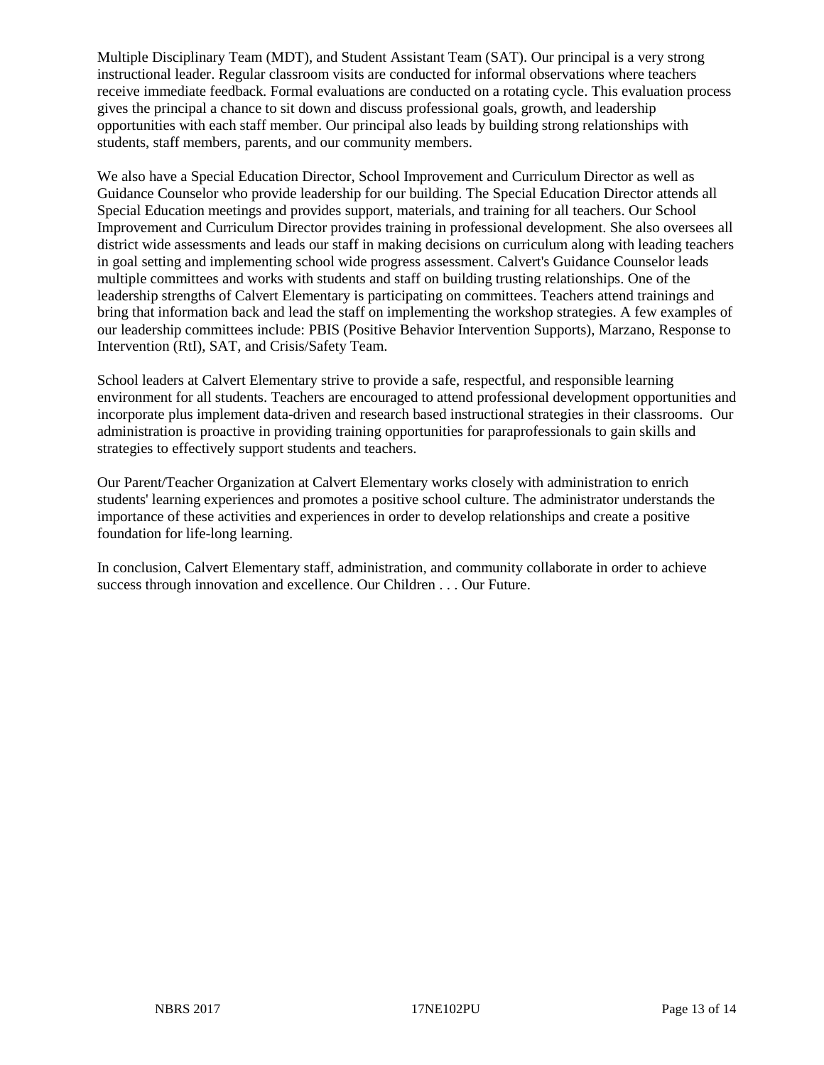Multiple Disciplinary Team (MDT), and Student Assistant Team (SAT). Our principal is a very strong instructional leader. Regular classroom visits are conducted for informal observations where teachers receive immediate feedback. Formal evaluations are conducted on a rotating cycle. This evaluation process gives the principal a chance to sit down and discuss professional goals, growth, and leadership opportunities with each staff member. Our principal also leads by building strong relationships with students, staff members, parents, and our community members.

We also have a Special Education Director, School Improvement and Curriculum Director as well as Guidance Counselor who provide leadership for our building. The Special Education Director attends all Special Education meetings and provides support, materials, and training for all teachers. Our School Improvement and Curriculum Director provides training in professional development. She also oversees all district wide assessments and leads our staff in making decisions on curriculum along with leading teachers in goal setting and implementing school wide progress assessment. Calvert's Guidance Counselor leads multiple committees and works with students and staff on building trusting relationships. One of the leadership strengths of Calvert Elementary is participating on committees. Teachers attend trainings and bring that information back and lead the staff on implementing the workshop strategies. A few examples of our leadership committees include: PBIS (Positive Behavior Intervention Supports), Marzano, Response to Intervention (RtI), SAT, and Crisis/Safety Team.

School leaders at Calvert Elementary strive to provide a safe, respectful, and responsible learning environment for all students. Teachers are encouraged to attend professional development opportunities and incorporate plus implement data-driven and research based instructional strategies in their classrooms. Our administration is proactive in providing training opportunities for paraprofessionals to gain skills and strategies to effectively support students and teachers.

Our Parent/Teacher Organization at Calvert Elementary works closely with administration to enrich students' learning experiences and promotes a positive school culture. The administrator understands the importance of these activities and experiences in order to develop relationships and create a positive foundation for life-long learning.

In conclusion, Calvert Elementary staff, administration, and community collaborate in order to achieve success through innovation and excellence. Our Children . . . Our Future.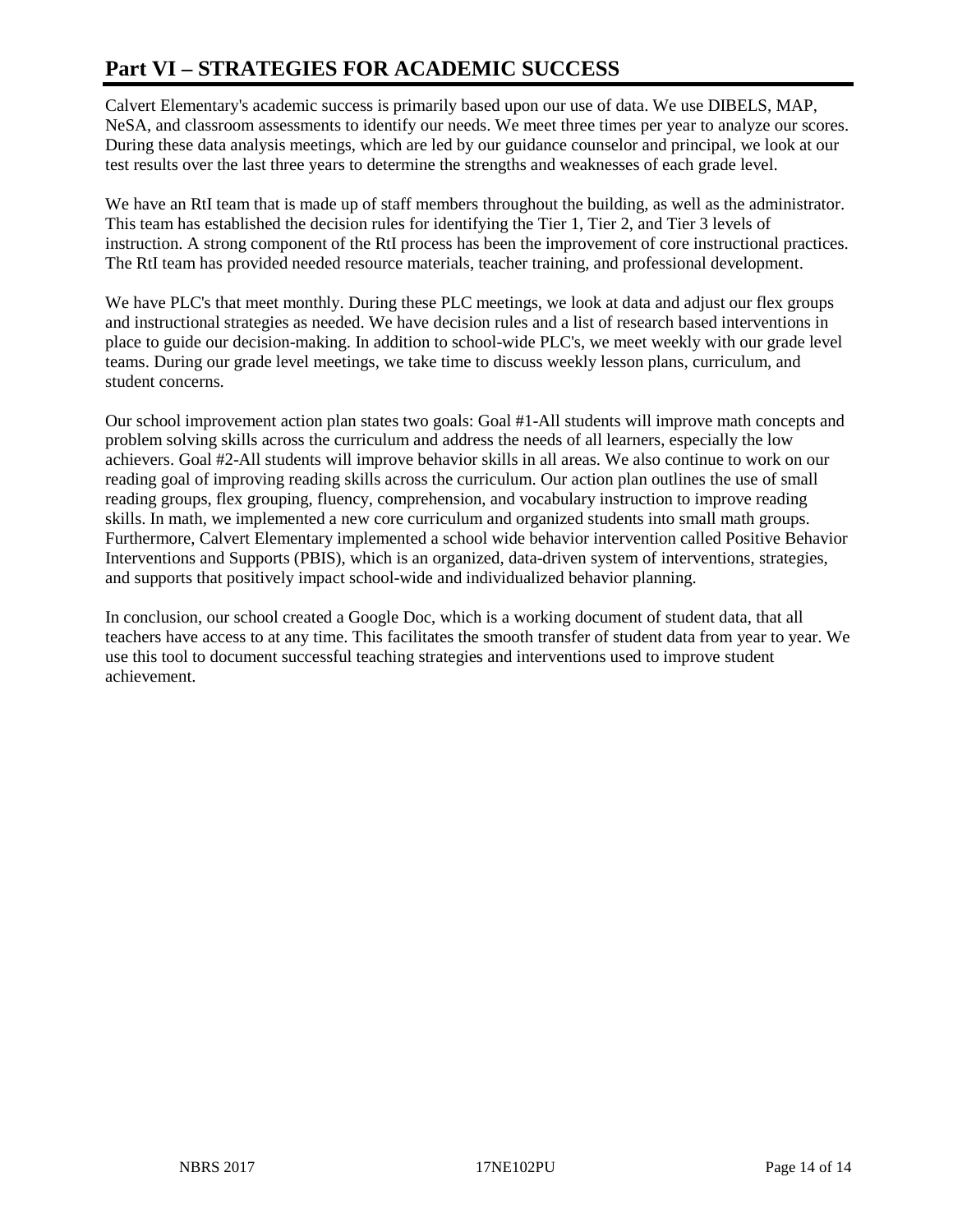# Part VI – STRATEGIES FOR ACADEMIC SUCCESS

Calvert Elementary's academic success is primarily based upon our use of data. We use DIBELS, MAP, NeSA, and classroom assessments to identify our needs. We meet three times per year to analyze our scores. During these data analysis meetings, which are led by our guidance counselor and principal, we look at our test results over the last three years to determine the strengths and weaknesses of each grade level.

We have an RtI team that is made up of staff members throughout the building, as well as the administrator. This team has established the decision rules for identifying the Tier 1, Tier 2, and Tier 3 levels of instruction. A strong component of the RtI process has been the improvement of core instructional practices. The RtI team has provided needed resource materials, teacher training, and professional development.

We have PLC's that meet monthly. During these PLC meetings, we look at data and adjust our flex groups and instructional strategies as needed. We have decision rules and a list of research based interventions in place to guide our decision-making. In addition to school-wide PLC's, we meet weekly with our grade level teams. During our grade level meetings, we take time to discuss weekly lesson plans, curriculum, and student concerns.

Our school improvement action plan states two goals: Goal #1-All students will improve math concepts and problem solving skills across the curriculum and address the needs of all learners, especially the low achievers. Goal #2-All students will improve behavior skills in all areas. We also continue to work on our reading goal of improving reading skills across the curriculum. Our action plan outlines the use of small reading groups, flex grouping, fluency, comprehension, and vocabulary instruction to improve reading skills. In math, we implemented a new core curriculum and organized students into small math groups. Furthermore, Calvert Elementary implemented a school wide behavior intervention called Positive Behavior Interventions and Supports (PBIS), which is an organized, data-driven system of interventions, strategies, and supports that positively impact school-wide and individualized behavior planning.

In conclusion, our school created a Google Doc, which is a working document of student data, that all teachers have access to at any time. This facilitates the smooth transfer of student data from year to year. We use this tool to document successful teaching strategies and interventions used to improve student achievement.